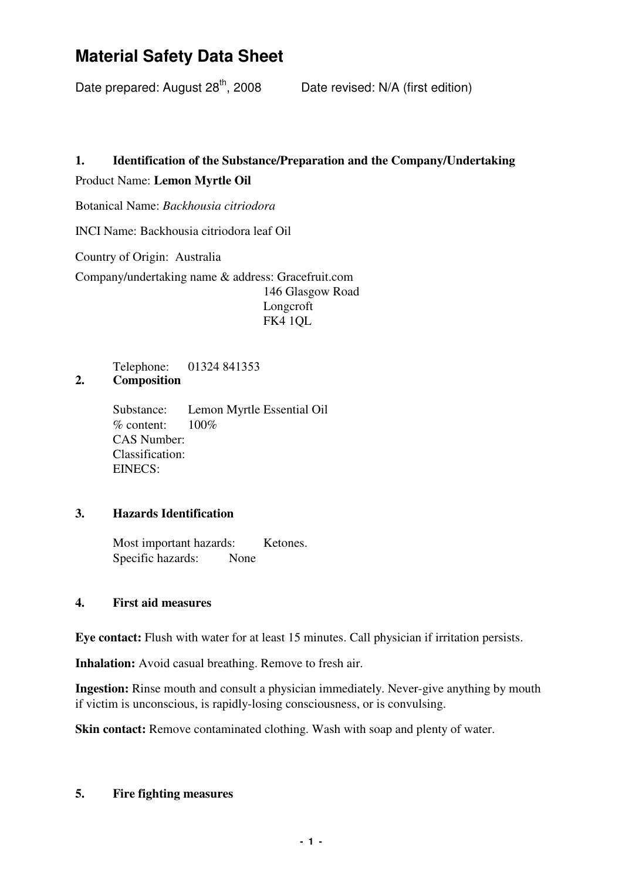# Material Safety Data Sheet

Date prepared: August 28th, 2008 Date revised: N/A (first edition)

## 1. Identification of the Substance/Preparation and the Company/Undertaking

Product Name: **Lemon Myrtle Oil**

Botanical Name: *Backhousia citriodora*

INCI Name: Backhousia citriodora leaf Oil

Country of Origin: Australia

Company/undertaking name & address: Gracefruit.com
146 Glasgow Road
Longcroft
FK4 1QL

Telephone: 01324 841353

## 2. Composition

Substance: Lemon Myrtle Essential Oil
% content: 100%
CAS Number:
Classification:
EINECS:

## 3. Hazards Identification

Most important hazards: Ketones.
Specific hazards: None

## 4. First aid measures

**Eye contact:** Flush with water for at least 15 minutes. Call physician if irritation persists.

**Inhalation:** Avoid casual breathing. Remove to fresh air.

**Ingestion:** Rinse mouth and consult a physician immediately. Never-give anything by mouth if victim is unconscious, is rapidly-losing consciousness, or is convulsing.

**Skin contact:** Remove contaminated clothing. Wash with soap and plenty of water.

## 5. Fire fighting measures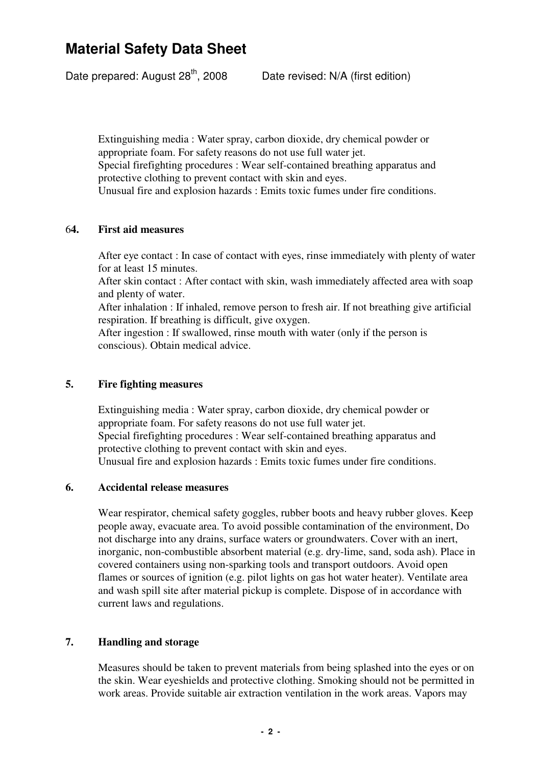Extinguishing media : Water spray, carbon dioxide, dry chemical powder or appropriate foam. For safety reasons do not use full water jet.
Special firefighting procedures : Wear self-contained breathing apparatus and protective clothing to prevent contact with skin and eyes.
Unusual fire and explosion hazards : Emits toxic fumes under fire conditions.

## 6**4. First aid measures**

After eye contact : In case of contact with eyes, rinse immediately with plenty of water for at least 15 minutes.
After skin contact : After contact with skin, wash immediately affected area with soap and plenty of water.
After inhalation : If inhaled, remove person to fresh air. If not breathing give artificial respiration. If breathing is difficult, give oxygen.
After ingestion : If swallowed, rinse mouth with water (only if the person is conscious). Obtain medical advice.

## 5. Fire fighting measures

Extinguishing media : Water spray, carbon dioxide, dry chemical powder or appropriate foam. For safety reasons do not use full water jet.
Special firefighting procedures : Wear self-contained breathing apparatus and protective clothing to prevent contact with skin and eyes.
Unusual fire and explosion hazards : Emits toxic fumes under fire conditions.

## 6. Accidental release measures

Wear respirator, chemical safety goggles, rubber boots and heavy rubber gloves. Keep people away, evacuate area. To avoid possible contamination of the environment, Do not discharge into any drains, surface waters or groundwaters. Cover with an inert, inorganic, non-combustible absorbent material (e.g. dry-lime, sand, soda ash). Place in covered containers using non-sparking tools and transport outdoors. Avoid open flames or sources of ignition (e.g. pilot lights on gas hot water heater). Ventilate area and wash spill site after material pickup is complete. Dispose of in accordance with current laws and regulations.

## 7. Handling and storage

Measures should be taken to prevent materials from being splashed into the eyes or on the skin. Wear eyeshields and protective clothing. Smoking should not be permitted in work areas. Provide suitable air extraction ventilation in the work areas. Vapors may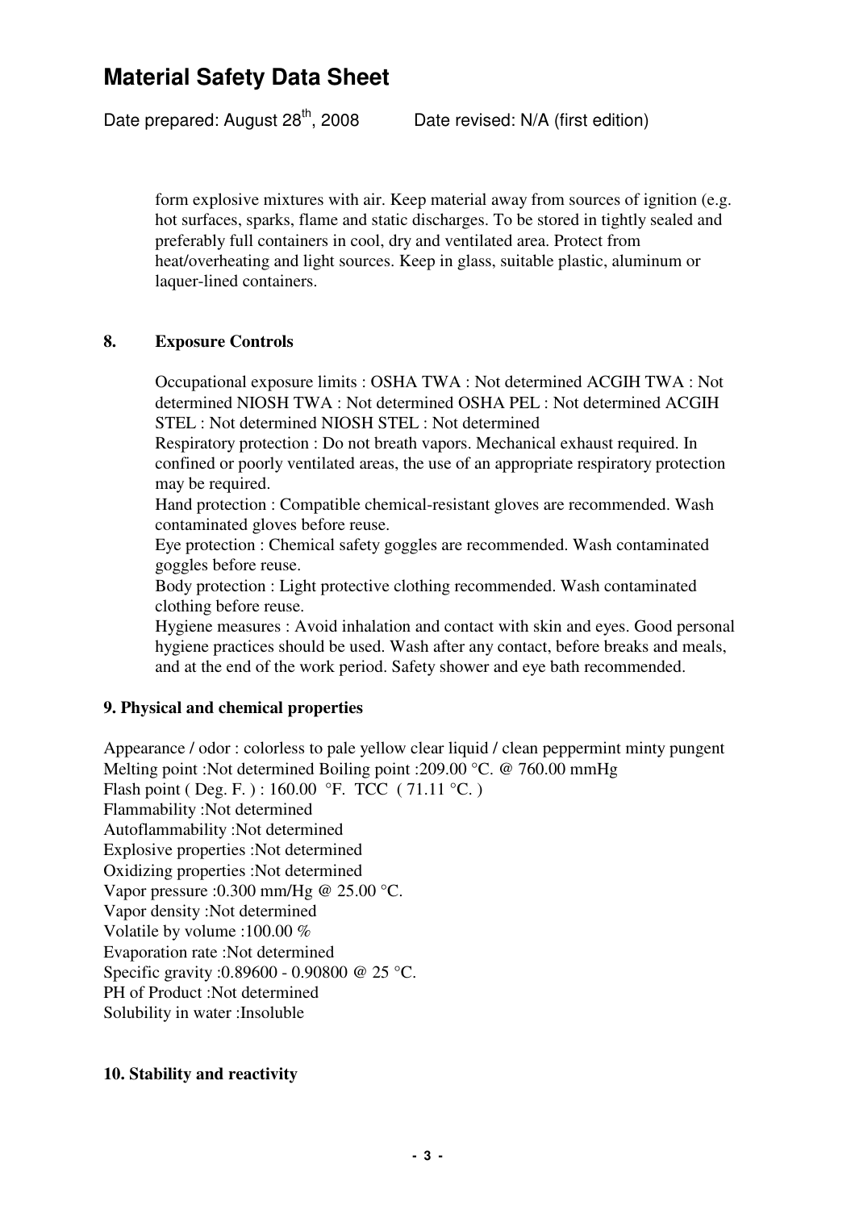form explosive mixtures with air. Keep material away from sources of ignition (e.g. hot surfaces, sparks, flame and static discharges. To be stored in tightly sealed and preferably full containers in cool, dry and ventilated area. Protect from heat/overheating and light sources. Keep in glass, suitable plastic, aluminum or laquer-lined containers.

## 8. Exposure Controls

Occupational exposure limits : OSHA TWA : Not determined ACGIH TWA : Not determined NIOSH TWA : Not determined OSHA PEL : Not determined ACGIH STEL : Not determined NIOSH STEL : Not determined
Respiratory protection : Do not breath vapors. Mechanical exhaust required. In confined or poorly ventilated areas, the use of an appropriate respiratory protection may be required.
Hand protection : Compatible chemical-resistant gloves are recommended. Wash contaminated gloves before reuse.
Eye protection : Chemical safety goggles are recommended. Wash contaminated goggles before reuse.
Body protection : Light protective clothing recommended. Wash contaminated clothing before reuse.
Hygiene measures : Avoid inhalation and contact with skin and eyes. Good personal hygiene practices should be used. Wash after any contact, before breaks and meals, and at the end of the work period. Safety shower and eye bath recommended.

## 9. Physical and chemical properties

Appearance / odor : colorless to pale yellow clear liquid / clean peppermint minty pungent
Melting point :Not determined Boiling point :209.00 °C. @ 760.00 mmHg
Flash point ( Deg. F. ) : 160.00 °F. TCC ( 71.11 °C. )
Flammability :Not determined
Autoflammability :Not determined
Explosive properties :Not determined
Oxidizing properties :Not determined
Vapor pressure :0.300 mm/Hg @ 25.00 °C.
Vapor density :Not determined
Volatile by volume :100.00 %
Evaporation rate :Not determined
Specific gravity :0.89600 - 0.90800 @ 25 °C.
PH of Product :Not determined
Solubility in water :Insoluble

## 10. Stability and reactivity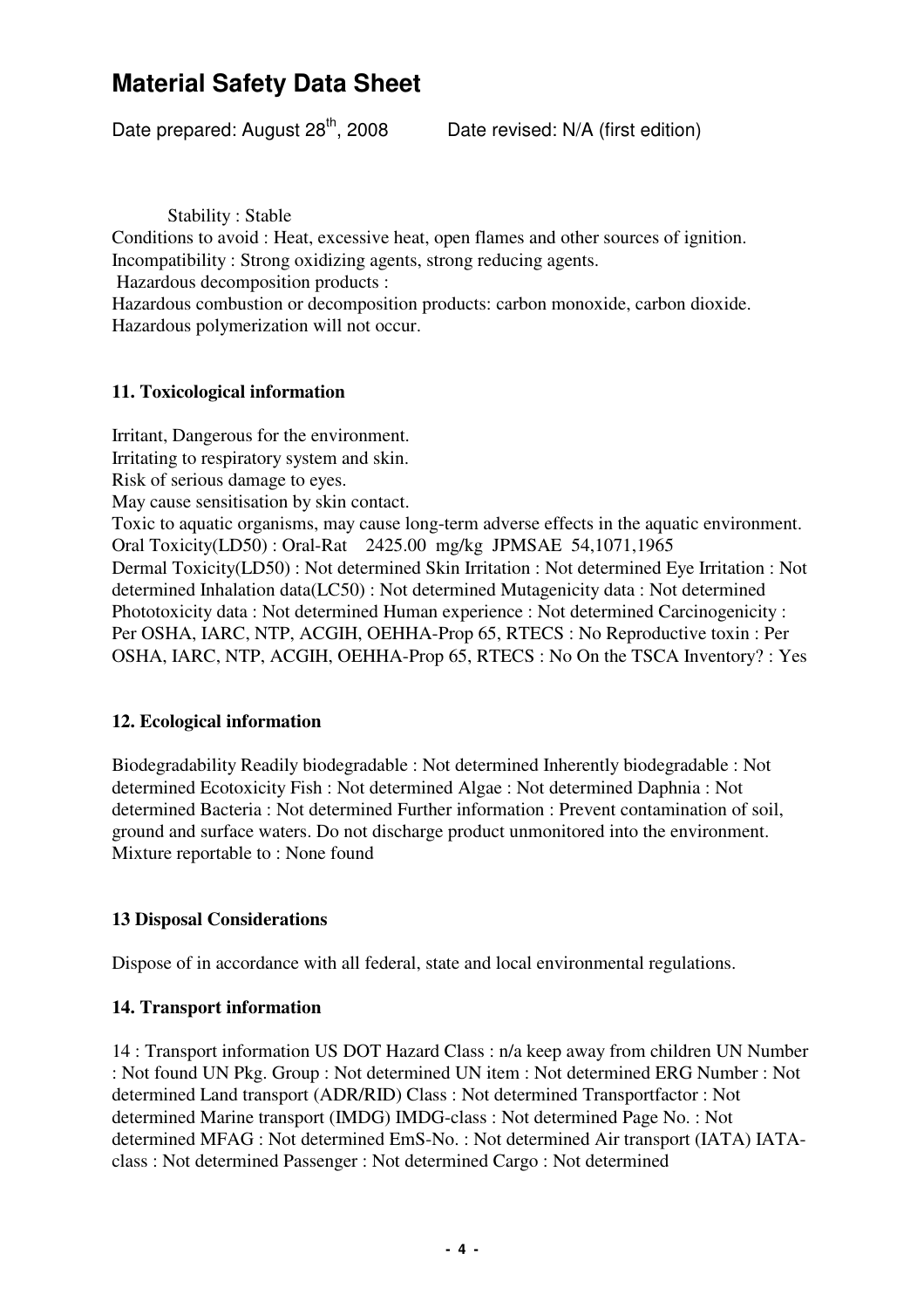# Material Safety Data Sheet

Date prepared: August 28th, 2008    Date revised: N/A (first edition)

Stability : Stable
Conditions to avoid : Heat, excessive heat, open flames and other sources of ignition.
Incompatibility : Strong oxidizing agents, strong reducing agents.
Hazardous decomposition products :
Hazardous combustion or decomposition products: carbon monoxide, carbon dioxide.
Hazardous polymerization will not occur.

## 11. Toxicological information

Irritant, Dangerous for the environment.
Irritating to respiratory system and skin.
Risk of serious damage to eyes.
May cause sensitisation by skin contact.
Toxic to aquatic organisms, may cause long-term adverse effects in the aquatic environment.
Oral Toxicity(LD50) : Oral-Rat 2425.00 mg/kg JPMSAE 54,1071,1965
Dermal Toxicity(LD50) : Not determined Skin Irritation : Not determined Eye Irritation : Not determined Inhalation data(LC50) : Not determined Mutagenicity data : Not determined Phototoxicity data : Not determined Human experience : Not determined Carcinogenicity : Per OSHA, IARC, NTP, ACGIH, OEHHA-Prop 65, RTECS : No Reproductive toxin : Per OSHA, IARC, NTP, ACGIH, OEHHA-Prop 65, RTECS : No On the TSCA Inventory? : Yes

## 12. Ecological information

Biodegradability Readily biodegradable : Not determined Inherently biodegradable : Not determined Ecotoxicity Fish : Not determined Algae : Not determined Daphnia : Not determined Bacteria : Not determined Further information : Prevent contamination of soil, ground and surface waters. Do not discharge product unmonitored into the environment. Mixture reportable to : None found

## 13 Disposal Considerations

Dispose of in accordance with all federal, state and local environmental regulations.

## 14. Transport information

14 : Transport information US DOT Hazard Class : n/a keep away from children UN Number : Not found UN Pkg. Group : Not determined UN item : Not determined ERG Number : Not determined Land transport (ADR/RID) Class : Not determined Transportfactor : Not determined Marine transport (IMDG) IMDG-class : Not determined Page No. : Not determined MFAG : Not determined EmS-No. : Not determined Air transport (IATA) IATA-class : Not determined Passenger : Not determined Cargo : Not determined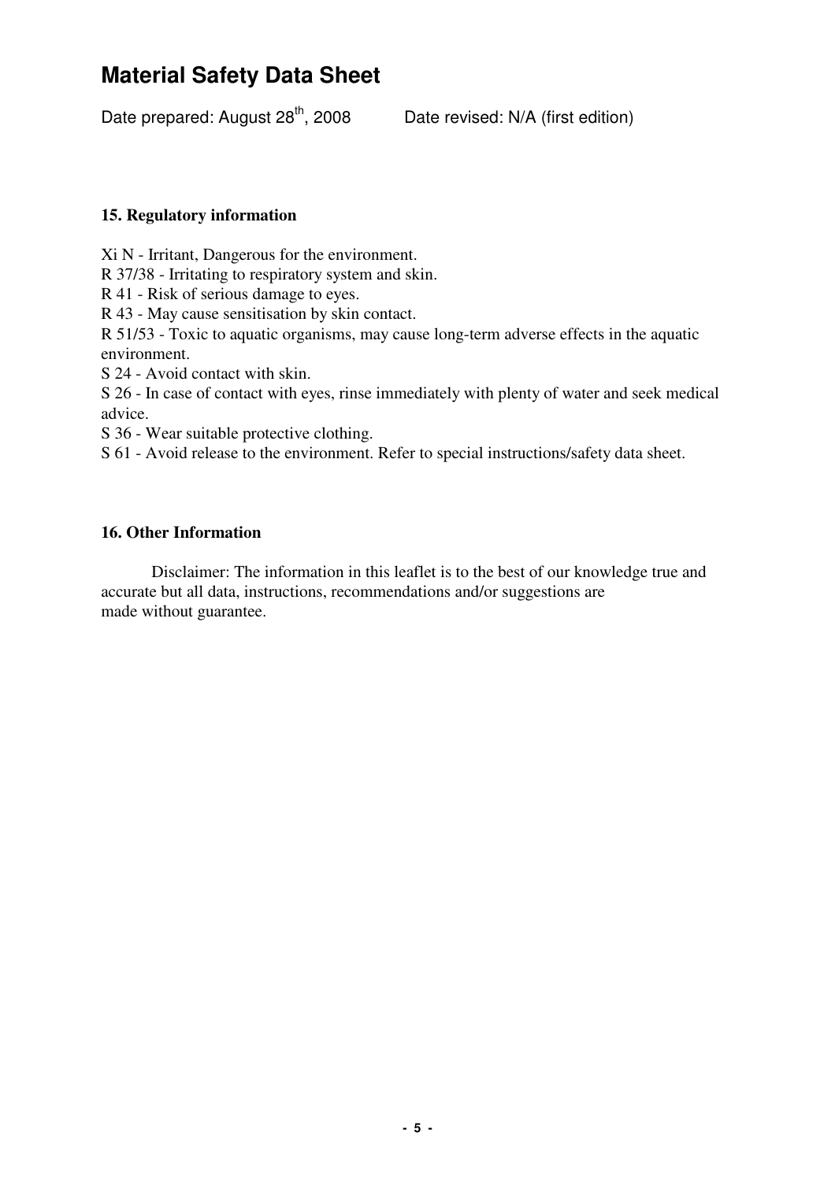# Material Safety Data Sheet

Date prepared: August 28th, 2008 Date revised: N/A (first edition)

**15. Regulatory information**

Xi N - Irritant, Dangerous for the environment.
R 37/38 - Irritating to respiratory system and skin.
R 41 - Risk of serious damage to eyes.
R 43 - May cause sensitisation by skin contact.
R 51/53 - Toxic to aquatic organisms, may cause long-term adverse effects in the aquatic environment.
S 24 - Avoid contact with skin.
S 26 - In case of contact with eyes, rinse immediately with plenty of water and seek medical advice.
S 36 - Wear suitable protective clothing.
S 61 - Avoid release to the environment. Refer to special instructions/safety data sheet.

**16. Other Information**

Disclaimer: The information in this leaflet is to the best of our knowledge true and accurate but all data, instructions, recommendations and/or suggestions are made without guarantee.